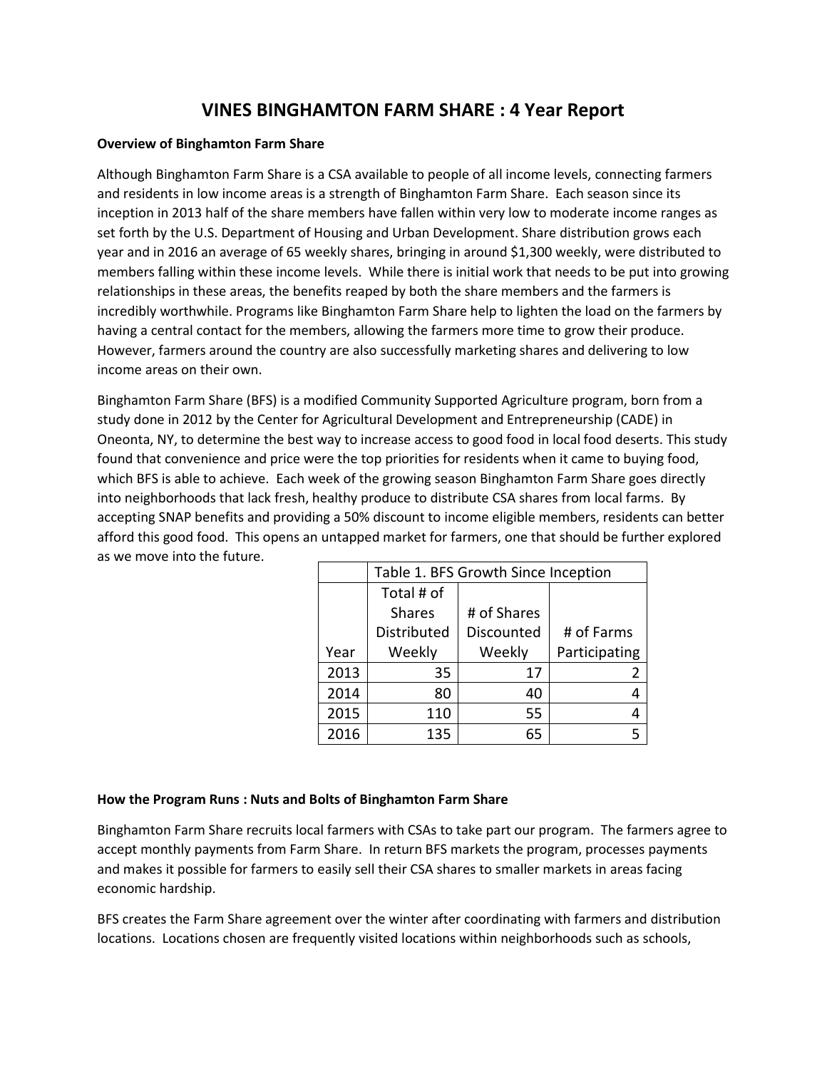# VINES BINGHAMTON FARM SHARE : 4 Year Report

**Overview of Binghamton Farm Share**

Although Binghamton Farm Share is a CSA available to people of all income levels, connecting farmers and residents in low income areas is a strength of Binghamton Farm Share. Each season since its inception in 2013 half of the share members have fallen within very low to moderate income ranges as set forth by the U.S. Department of Housing and Urban Development. Share distribution grows each year and in 2016 an average of 65 weekly shares, bringing in around $1,300 weekly, were distributed to members falling within these income levels. While there is initial work that needs to be put into growing relationships in these areas, the benefits reaped by both the share members and the farmers is incredibly worthwhile. Programs like Binghamton Farm Share help to lighten the load on the farmers by having a central contact for the members, allowing the farmers more time to grow their produce. However, farmers around the country are also successfully marketing shares and delivering to low income areas on their own.

Binghamton Farm Share (BFS) is a modified Community Supported Agriculture program, born from a study done in 2012 by the Center for Agricultural Development and Entrepreneurship (CADE) in Oneonta, NY, to determine the best way to increase access to good food in local food deserts. This study found that convenience and price were the top priorities for residents when it came to buying food, which BFS is able to achieve. Each week of the growing season Binghamton Farm Share goes directly into neighborhoods that lack fresh, healthy produce to distribute CSA shares from local farms. By accepting SNAP benefits and providing a 50% discount to income eligible members, residents can better afford this good food. This opens an untapped market for farmers, one that should be further explored as we move into the future.

| | Table 1. BFS Growth Since Inception | | |
|---|---|---|---|
| Year | Total # of Shares Distributed Weekly | # of Shares Discounted Weekly | # of Farms Participating |
| 2013 | 35 | 17 | 2 |
| 2014 | 80 | 40 | 4 |
| 2015 | 110 | 55 | 4 |
| 2016 | 135 | 65 | 5 |

**How the Program Runs : Nuts and Bolts of Binghamton Farm Share**

Binghamton Farm Share recruits local farmers with CSAs to take part our program. The farmers agree to accept monthly payments from Farm Share. In return BFS markets the program, processes payments and makes it possible for farmers to easily sell their CSA shares to smaller markets in areas facing economic hardship.

BFS creates the Farm Share agreement over the winter after coordinating with farmers and distribution locations. Locations chosen are frequently visited locations within neighborhoods such as schools,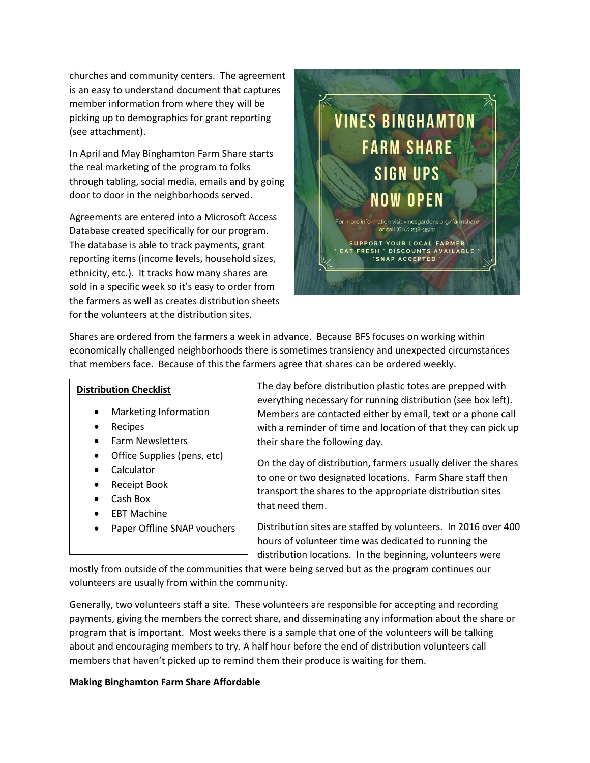churches and community centers. The agreement is an easy to understand document that captures member information from where they will be picking up to demographics for grant reporting (see attachment).

In April and May Binghamton Farm Share starts the real marketing of the program to folks through tabling, social media, emails and by going door to door in the neighborhoods served.

Agreements are entered into a Microsoft Access Database created specifically for our program. The database is able to track payments, grant reporting items (income levels, household sizes, ethnicity, etc.). It tracks how many shares are sold in a specific week so it's easy to order from the farmers as well as creates distribution sheets for the volunteers at the distribution sites.

VINES BINGHAMTON FARM SHARE SIGN UPS NOW OPEN

For more information visit vinesgardens.org/farmshare or call (607) 238-3522

SUPPORT YOUR LOCAL FARMER * EAT FRESH * DISCOUNTS AVAILABLE * SNAP ACCEPTED *

Shares are ordered from the farmers a week in advance. Because BFS focuses on working within economically challenged neighborhoods there is sometimes transiency and unexpected circumstances that members face. Because of this the farmers agree that shares can be ordered weekly.

**Distribution Checklist**

- Marketing Information
- Recipes
- Farm Newsletters
- Office Supplies (pens, etc)
- Calculator
- Receipt Book
- Cash Box
- EBT Machine
- Paper Offline SNAP vouchers

The day before distribution plastic totes are prepped with everything necessary for running distribution (see box left). Members are contacted either by email, text or a phone call with a reminder of time and location of that they can pick up their share the following day.

On the day of distribution, farmers usually deliver the shares to one or two designated locations. Farm Share staff then transport the shares to the appropriate distribution sites that need them.

Distribution sites are staffed by volunteers. In 2016 over 400 hours of volunteer time was dedicated to running the distribution locations. In the beginning, volunteers were mostly from outside of the communities that were being served but as the program continues our volunteers are usually from within the community.

Generally, two volunteers staff a site. These volunteers are responsible for accepting and recording payments, giving the members the correct share, and disseminating any information about the share or program that is important. Most weeks there is a sample that one of the volunteers will be talking about and encouraging members to try. A half hour before the end of distribution volunteers call members that haven't picked up to remind them their produce is waiting for them.

**Making Binghamton Farm Share Affordable**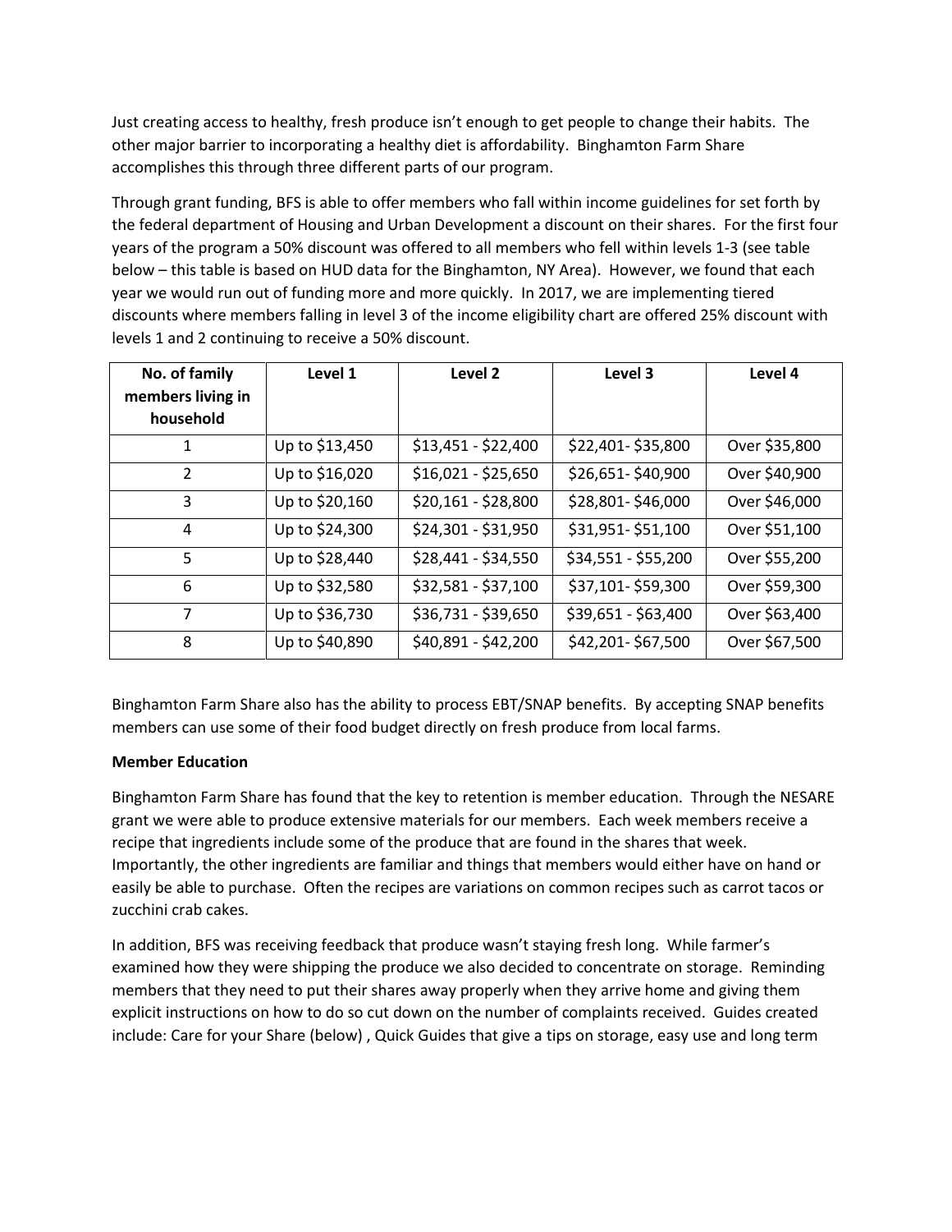Just creating access to healthy, fresh produce isn't enough to get people to change their habits. The other major barrier to incorporating a healthy diet is affordability. Binghamton Farm Share accomplishes this through three different parts of our program.

Through grant funding, BFS is able to offer members who fall within income guidelines for set forth by the federal department of Housing and Urban Development a discount on their shares. For the first four years of the program a 50% discount was offered to all members who fell within levels 1-3 (see table below – this table is based on HUD data for the Binghamton, NY Area). However, we found that each year we would run out of funding more and more quickly. In 2017, we are implementing tiered discounts where members falling in level 3 of the income eligibility chart are offered 25% discount with levels 1 and 2 continuing to receive a 50% discount.

| No. of family members living in household | Level 1 | Level 2 | Level 3 | Level 4 |
|---|---|---|---|---|
| 1 | Up to $13,450 | $13,451 - $22,400 | $22,401- $35,800 | Over $35,800 |
| 2 | Up to $16,020 | $16,021 - $25,650 | $26,651- $40,900 | Over $40,900 |
| 3 | Up to $20,160 | $20,161 - $28,800 | $28,801- $46,000 | Over $46,000 |
| 4 | Up to $24,300 | $24,301 - $31,950 | $31,951- $51,100 | Over $51,100 |
| 5 | Up to $28,440 | $28,441 - $34,550 | $34,551 - $55,200 | Over $55,200 |
| 6 | Up to $32,580 | $32,581 - $37,100 | $37,101- $59,300 | Over $59,300 |
| 7 | Up to $36,730 | $36,731 - $39,650 | $39,651 - $63,400 | Over $63,400 |
| 8 | Up to $40,890 | $40,891 - $42,200 | $42,201- $67,500 | Over $67,500 |

Binghamton Farm Share also has the ability to process EBT/SNAP benefits. By accepting SNAP benefits members can use some of their food budget directly on fresh produce from local farms.

**Member Education**

Binghamton Farm Share has found that the key to retention is member education. Through the NESARE grant we were able to produce extensive materials for our members. Each week members receive a recipe that ingredients include some of the produce that are found in the shares that week. Importantly, the other ingredients are familiar and things that members would either have on hand or easily be able to purchase. Often the recipes are variations on common recipes such as carrot tacos or zucchini crab cakes.

In addition, BFS was receiving feedback that produce wasn't staying fresh long. While farmer's examined how they were shipping the produce we also decided to concentrate on storage. Reminding members that they need to put their shares away properly when they arrive home and giving them explicit instructions on how to do so cut down on the number of complaints received. Guides created include: Care for your Share (below) , Quick Guides that give a tips on storage, easy use and long term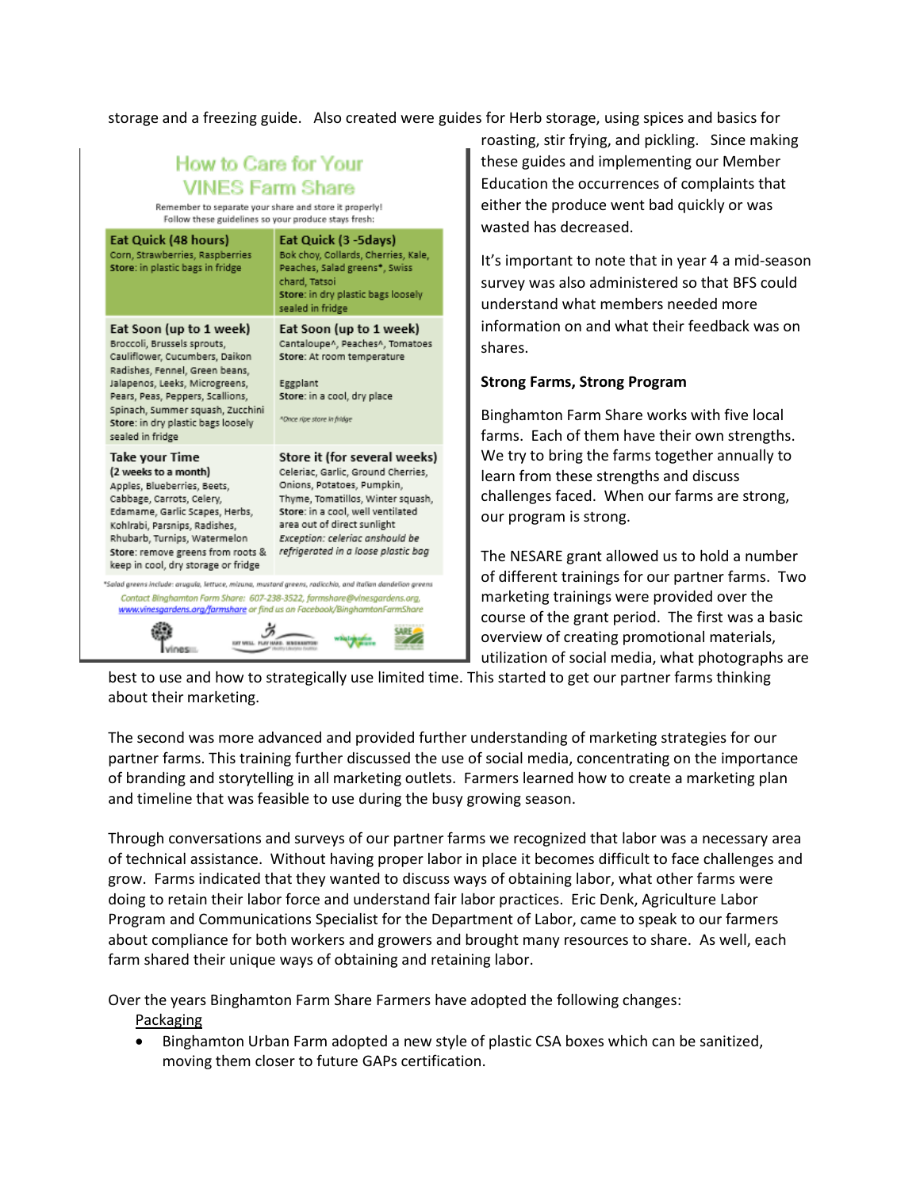storage and a freezing guide. Also created were guides for Herb storage, using spices and basics for roasting, stir frying, and pickling. Since making these guides and implementing our Member Education the occurrences of complaints that either the produce went bad quickly or was wasted has decreased.

## How to Care for Your VINES Farm Share

Remember to separate your share and store it properly!
Follow these guidelines so your produce stays fresh:

| Eat Quick (48 hours) | Eat Quick (3 -5days) |
|---|---|
| Corn, Strawberries, Raspberries<br>**Store**: in plastic bags in fridge | Bok choy, Collards, Cherries, Kale, Peaches, Salad greens*, Swiss chard, Tatsoi<br>**Store**: in dry plastic bags loosely sealed in fridge |
| **Eat Soon (up to 1 week)**<br>Broccoli, Brussels sprouts, Cauliflower, Cucumbers, Daikon Radishes, Fennel, Green beans, Jalapenos, Leeks, Microgreens, Pears, Peas, Peppers, Scallions, Spinach, Summer squash, Zucchini<br>**Store**: in dry plastic bags loosely sealed in fridge | **Eat Soon (up to 1 week)**<br>Cantaloupe^, Peaches^, Tomatoes<br>**Store**: At room temperature<br><br>Eggplant<br>**Store**: in a cool, dry place<br><br>^Once ripe store in fridge |
| **Take your Time (2 weeks to a month)**<br>Apples, Blueberries, Beets, Cabbage, Carrots, Celery, Edamame, Garlic Scapes, Herbs, Kohlrabi, Parsnips, Radishes, Rhubarb, Turnips, Watermelon<br>**Store**: remove greens from roots & keep in cool, dry storage or fridge | **Store it (for several weeks)**<br>Celeriac, Garlic, Ground Cherries, Onions, Potatoes, Pumpkin, Thyme, Tomatillos, Winter squash,<br>**Store**: in a cool, well ventilated area out of direct sunlight<br>*Exception: celeriac anshould be refrigerated in a loose plastic bag* |

*Salad greens include: arugula, lettuce, mizuna, mustard greens, radicchio, and Italian dandelion greens

Contact Binghamton Farm Share: 607-238-3522, farmshare@vinesgardens.org, www.vinesgardens.org/farmshare or find us on Facebook/BinghamtonFarmShare

It's important to note that in year 4 a mid-season survey was also administered so that BFS could understand what members needed more information on and what their feedback was on shares.

**Strong Farms, Strong Program**

Binghamton Farm Share works with five local farms. Each of them have their own strengths. We try to bring the farms together annually to learn from these strengths and discuss challenges faced. When our farms are strong, our program is strong.

The NESARE grant allowed us to hold a number of different trainings for our partner farms. Two marketing trainings were provided over the course of the grant period. The first was a basic overview of creating promotional materials, utilization of social media, what photographs are best to use and how to strategically use limited time. This started to get our partner farms thinking about their marketing.

The second was more advanced and provided further understanding of marketing strategies for our partner farms. This training further discussed the use of social media, concentrating on the importance of branding and storytelling in all marketing outlets. Farmers learned how to create a marketing plan and timeline that was feasible to use during the busy growing season.

Through conversations and surveys of our partner farms we recognized that labor was a necessary area of technical assistance. Without having proper labor in place it becomes difficult to face challenges and grow. Farms indicated that they wanted to discuss ways of obtaining labor, what other farms were doing to retain their labor force and understand fair labor practices. Eric Denk, Agriculture Labor Program and Communications Specialist for the Department of Labor, came to speak to our farmers about compliance for both workers and growers and brought many resources to share. As well, each farm shared their unique ways of obtaining and retaining labor.

Over the years Binghamton Farm Share Farmers have adopted the following changes:

Packaging

- Binghamton Urban Farm adopted a new style of plastic CSA boxes which can be sanitized, moving them closer to future GAPs certification.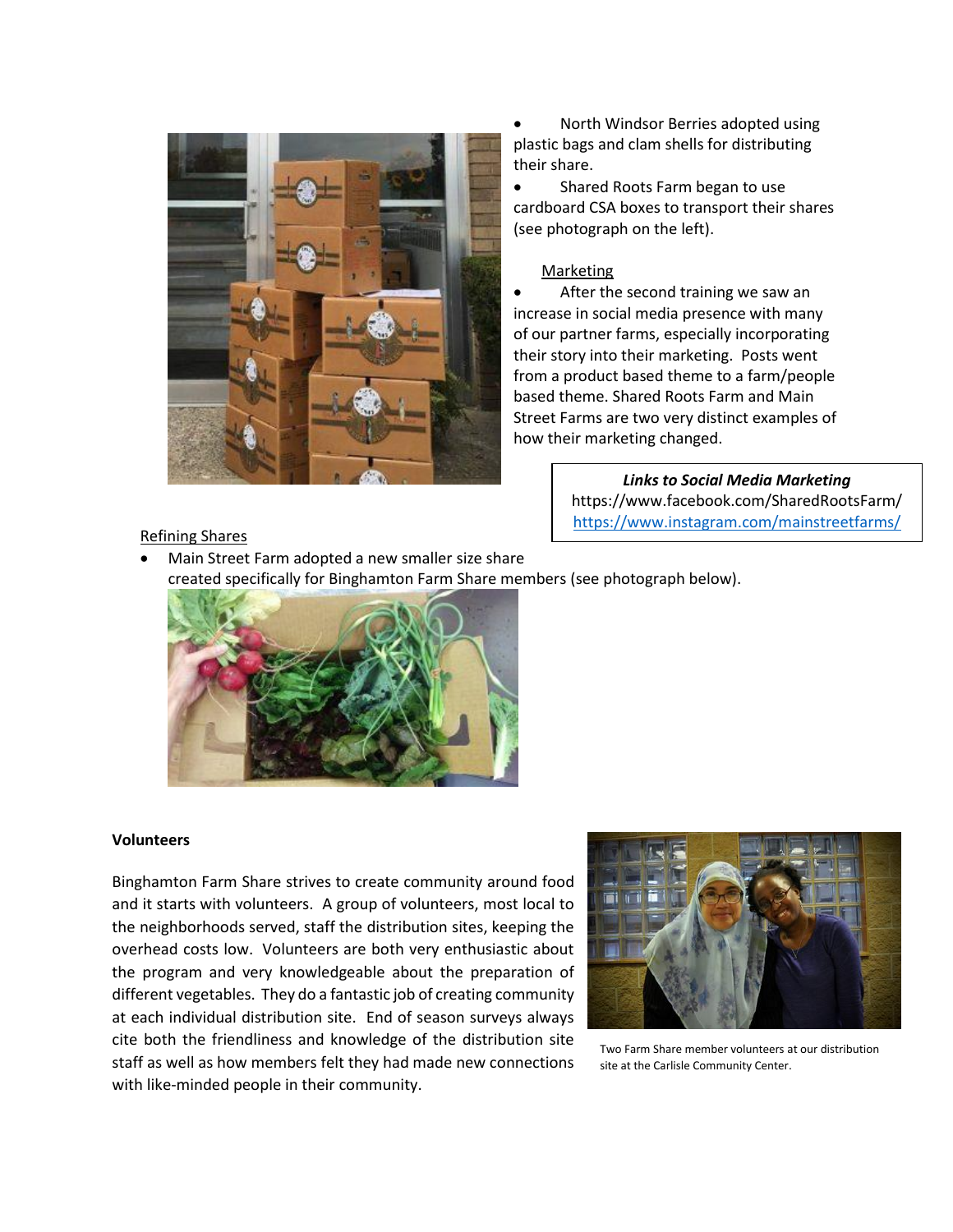- North Windsor Berries adopted using plastic bags and clam shells for distributing their share.
- Shared Roots Farm began to use cardboard CSA boxes to transport their shares (see photograph on the left).

Marketing

- After the second training we saw an increase in social media presence with many of our partner farms, especially incorporating their story into their marketing. Posts went from a product based theme to a farm/people based theme. Shared Roots Farm and Main Street Farms are two very distinct examples of how their marketing changed.

***Links to Social Media Marketing***
https://www.facebook.com/SharedRootsFarm/
https://www.instagram.com/mainstreetfarms/

Refining Shares

- Main Street Farm adopted a new smaller size share created specifically for Binghamton Farm Share members (see photograph below).

**Volunteers**

Binghamton Farm Share strives to create community around food and it starts with volunteers. A group of volunteers, most local to the neighborhoods served, staff the distribution sites, keeping the overhead costs low. Volunteers are both very enthusiastic about the program and very knowledgeable about the preparation of different vegetables. They do a fantastic job of creating community at each individual distribution site. End of season surveys always cite both the friendliness and knowledge of the distribution site staff as well as how members felt they had made new connections with like-minded people in their community.

Two Farm Share member volunteers at our distribution site at the Carlisle Community Center.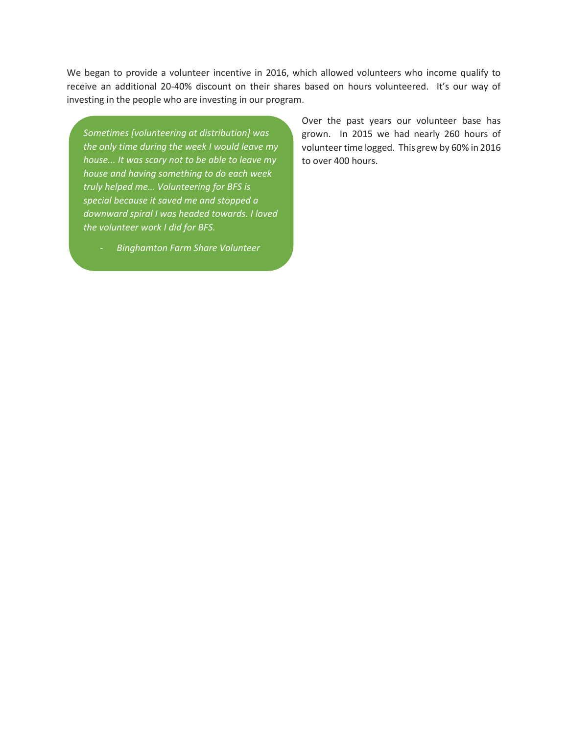We began to provide a volunteer incentive in 2016, which allowed volunteers who income qualify to receive an additional 20-40% discount on their shares based on hours volunteered. It's our way of investing in the people who are investing in our program.

> *Sometimes [volunteering at distribution] was the only time during the week I would leave my house... It was scary not to be able to leave my house and having something to do each week truly helped me… Volunteering for BFS is special because it saved me and stopped a downward spiral I was headed towards. I loved the volunteer work I did for BFS.*
>
> - *Binghamton Farm Share Volunteer*

Over the past years our volunteer base has grown. In 2015 we had nearly 260 hours of volunteer time logged. This grew by 60% in 2016 to over 400 hours.